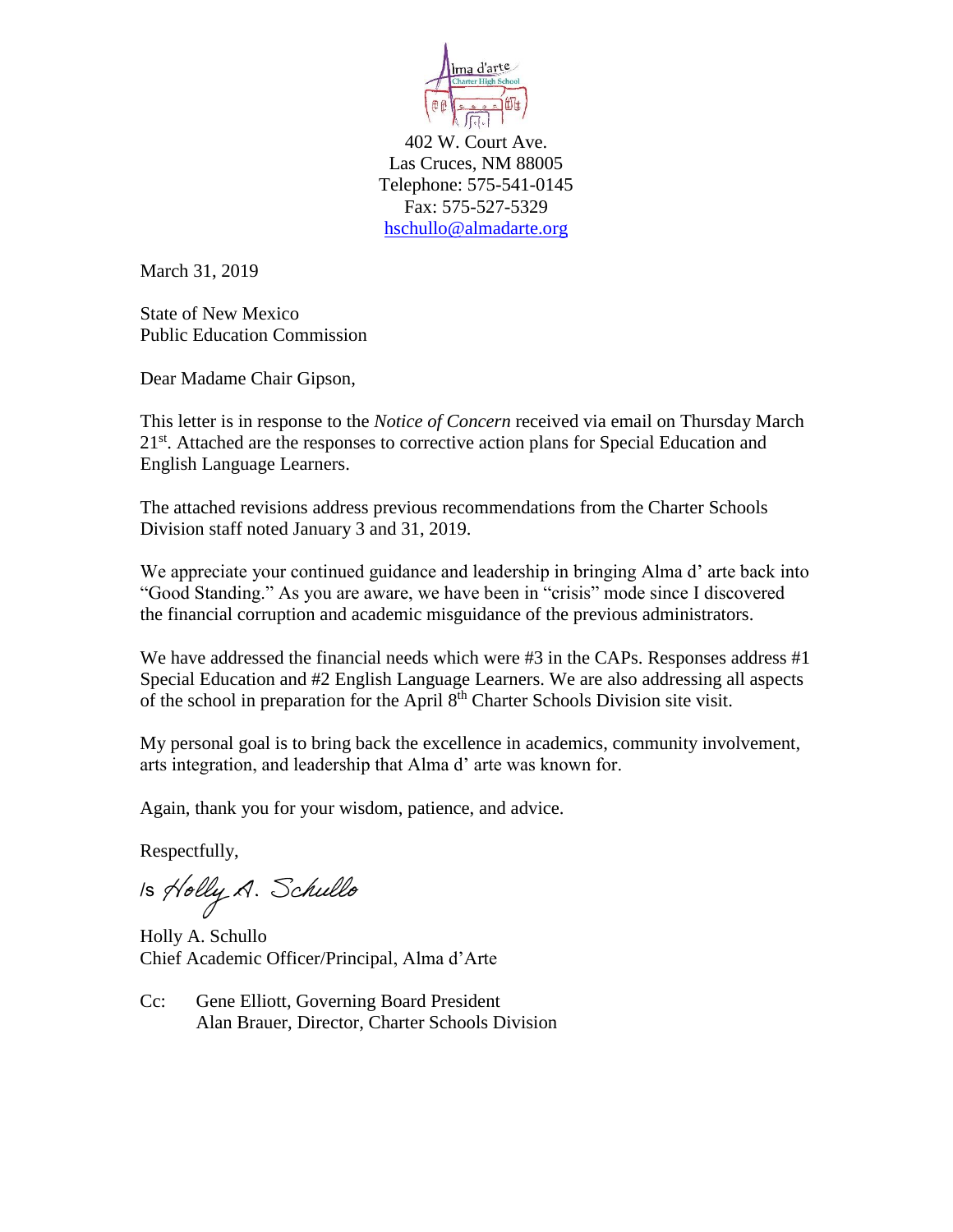Alma d'arte Charter High School

402 W. Court Ave.
Las Cruces, NM 88005
Telephone: 575-541-0145
Fax: 575-527-5329
hschullo@almadarte.org

March 31, 2019

State of New Mexico
Public Education Commission

Dear Madame Chair Gipson,

This letter is in response to the *Notice of Concern* received via email on Thursday March 21st. Attached are the responses to corrective action plans for Special Education and English Language Learners.

The attached revisions address previous recommendations from the Charter Schools Division staff noted January 3 and 31, 2019.

We appreciate your continued guidance and leadership in bringing Alma d' arte back into "Good Standing." As you are aware, we have been in "crisis" mode since I discovered the financial corruption and academic misguidance of the previous administrators.

We have addressed the financial needs which were #3 in the CAPs. Responses address #1 Special Education and #2 English Language Learners. We are also addressing all aspects of the school in preparation for the April 8th Charter Schools Division site visit.

My personal goal is to bring back the excellence in academics, community involvement, arts integration, and leadership that Alma d' arte was known for.

Again, thank you for your wisdom, patience, and advice.

Respectfully,

/s *Holly A. Schullo*

Holly A. Schullo
Chief Academic Officer/Principal, Alma d'Arte

Cc: Gene Elliott, Governing Board President
Alan Brauer, Director, Charter Schools Division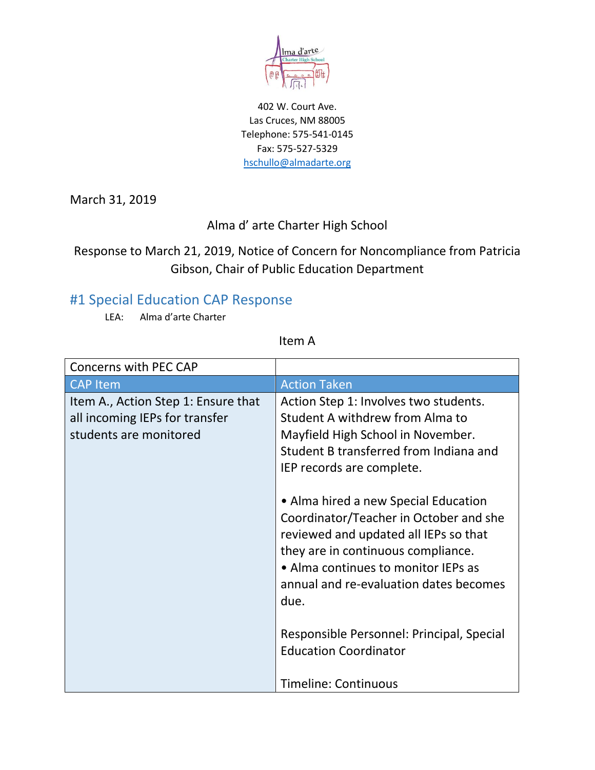402 W. Court Ave.
Las Cruces, NM 88005
Telephone: 575-541-0145
Fax: 575-527-5329
hschullo@almadarte.org

March 31, 2019

Alma d' arte Charter High School

Response to March 21, 2019, Notice of Concern for Noncompliance from Patricia Gibson, Chair of Public Education Department

## #1 Special Education CAP Response

LEA: Alma d'arte Charter

Item A

| Concerns with PEC CAP | |
|---|---|
| **CAP Item** | **Action Taken** |
| Item A., Action Step 1: Ensure that all incoming IEPs for transfer students are monitored | Action Step 1: Involves two students. Student A withdrew from Alma to Mayfield High School in November. Student B transferred from Indiana and IEP records are complete.<br><br>• Alma hired a new Special Education Coordinator/Teacher in October and she reviewed and updated all IEPs so that they are in continuous compliance.<br>• Alma continues to monitor IEPs as annual and re-evaluation dates becomes due.<br><br>Responsible Personnel: Principal, Special Education Coordinator<br><br>Timeline: Continuous |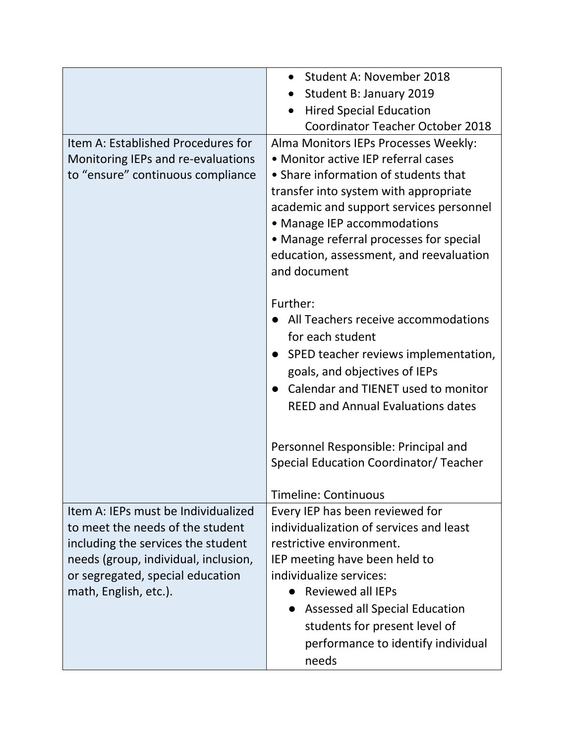| | |
|---|---|
| | • Student A: November 2018<br>• Student B: January 2019<br>• Hired Special Education Coordinator Teacher October 2018 |
| Item A: Established Procedures for Monitoring IEPs and re-evaluations to "ensure" continuous compliance | Alma Monitors IEPs Processes Weekly:<br>• Monitor active IEP referral cases<br>• Share information of students that transfer into system with appropriate academic and support services personnel<br>• Manage IEP accommodations<br>• Manage referral processes for special education, assessment, and reevaluation and document<br><br>Further:<br>● All Teachers receive accommodations for each student<br>● SPED teacher reviews implementation, goals, and objectives of IEPs<br>● Calendar and TIENET used to monitor REED and Annual Evaluations dates<br><br>Personnel Responsible: Principal and Special Education Coordinator/ Teacher<br><br>Timeline: Continuous |
| Item A: IEPs must be Individualized to meet the needs of the student including the services the student needs (group, individual, inclusion, or segregated, special education math, English, etc.). | Every IEP has been reviewed for individualization of services and least restrictive environment.<br>IEP meeting have been held to individualize services:<br>● Reviewed all IEPs<br>● Assessed all Special Education students for present level of performance to identify individual needs |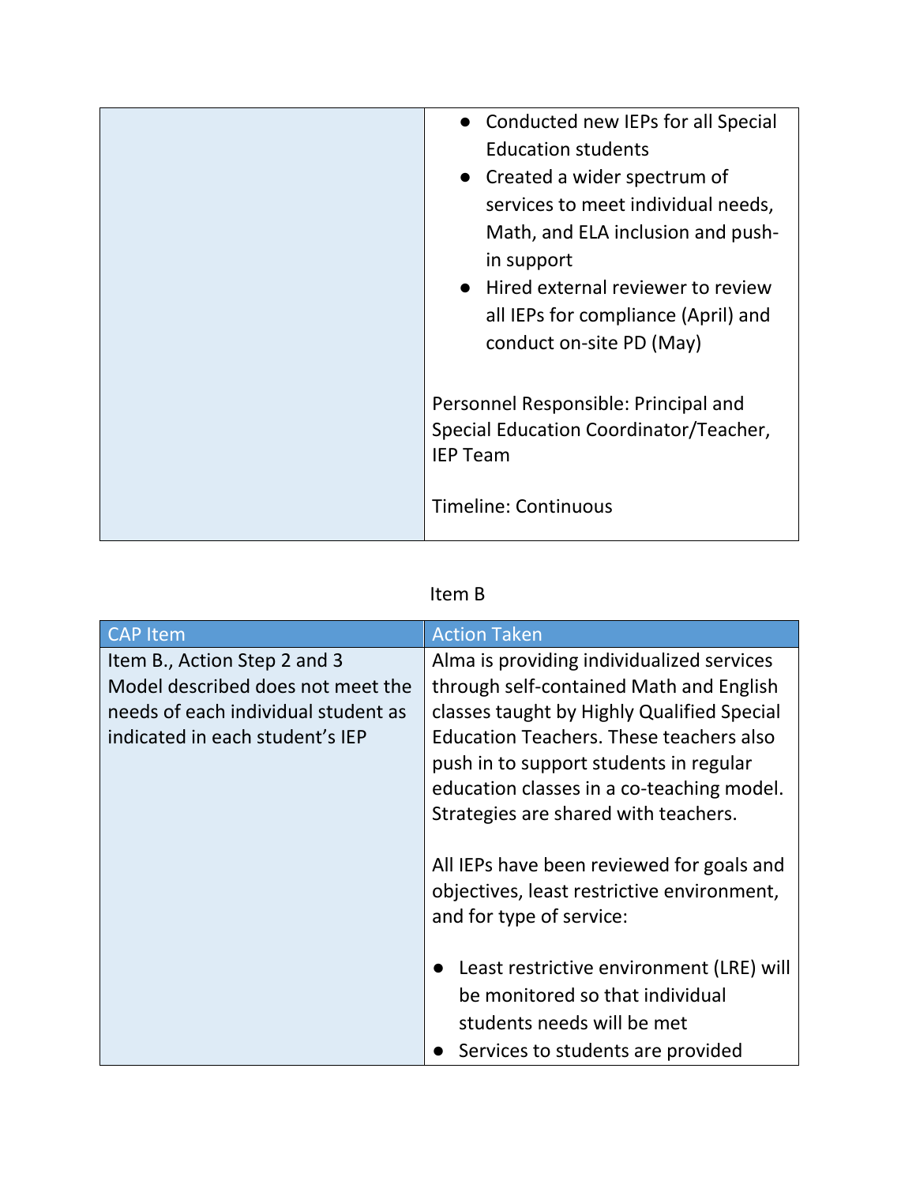| | |
|---|---|
| | <ul><li>Conducted new IEPs for all Special Education students</li><li>Created a wider spectrum of services to meet individual needs, Math, and ELA inclusion and push-in support</li><li>Hired external reviewer to review all IEPs for compliance (April) and conduct on-site PD (May)</li></ul><br>Personnel Responsible: Principal and Special Education Coordinator/Teacher, IEP Team<br><br>Timeline: Continuous |

Item B

| CAP Item | Action Taken |
|---|---|
| Item B., Action Step 2 and 3 Model described does not meet the needs of each individual student as indicated in each student's IEP | Alma is providing individualized services through self-contained Math and English classes taught by Highly Qualified Special Education Teachers. These teachers also push in to support students in regular education classes in a co-teaching model. Strategies are shared with teachers.<br><br>All IEPs have been reviewed for goals and objectives, least restrictive environment, and for type of service:<br><ul><li>Least restrictive environment (LRE) will be monitored so that individual students needs will be met</li><li>Services to students are provided</li></ul> |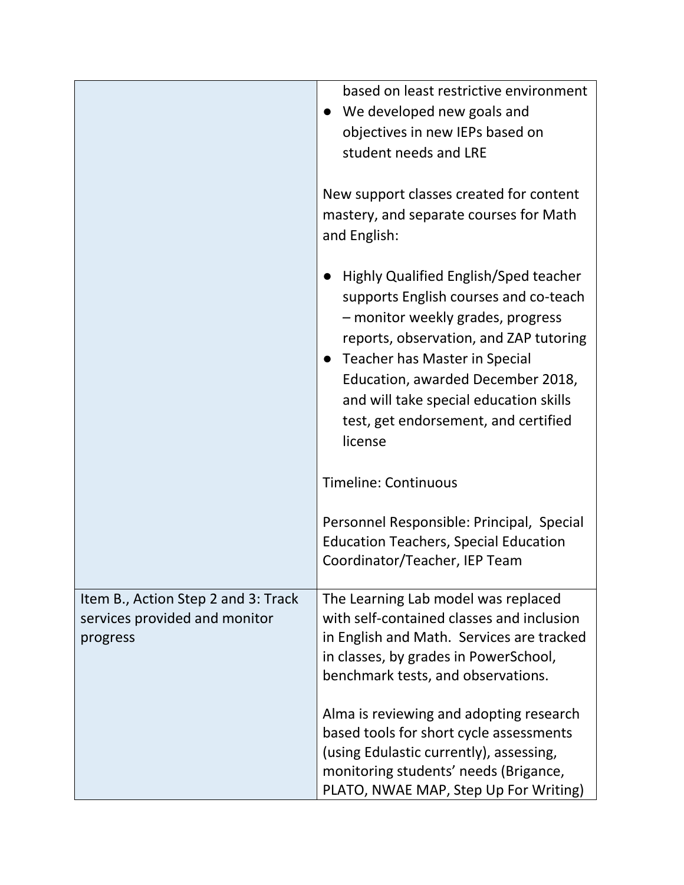| | |
|---|---|
| | based on least restrictive environment<br>● We developed new goals and objectives in new IEPs based on student needs and LRE<br><br>New support classes created for content mastery, and separate courses for Math and English:<br><br>● Highly Qualified English/Sped teacher supports English courses and co-teach – monitor weekly grades, progress reports, observation, and ZAP tutoring<br>● Teacher has Master in Special Education, awarded December 2018, and will take special education skills test, get endorsement, and certified license<br><br>Timeline: Continuous<br><br>Personnel Responsible: Principal, Special Education Teachers, Special Education Coordinator/Teacher, IEP Team |
| Item B., Action Step 2 and 3: Track services provided and monitor progress | The Learning Lab model was replaced with self-contained classes and inclusion in English and Math. Services are tracked in classes, by grades in PowerSchool, benchmark tests, and observations.<br><br>Alma is reviewing and adopting research based tools for short cycle assessments (using Edulastic currently), assessing, monitoring students' needs (Brigance, PLATO, NWAE MAP, Step Up For Writing) |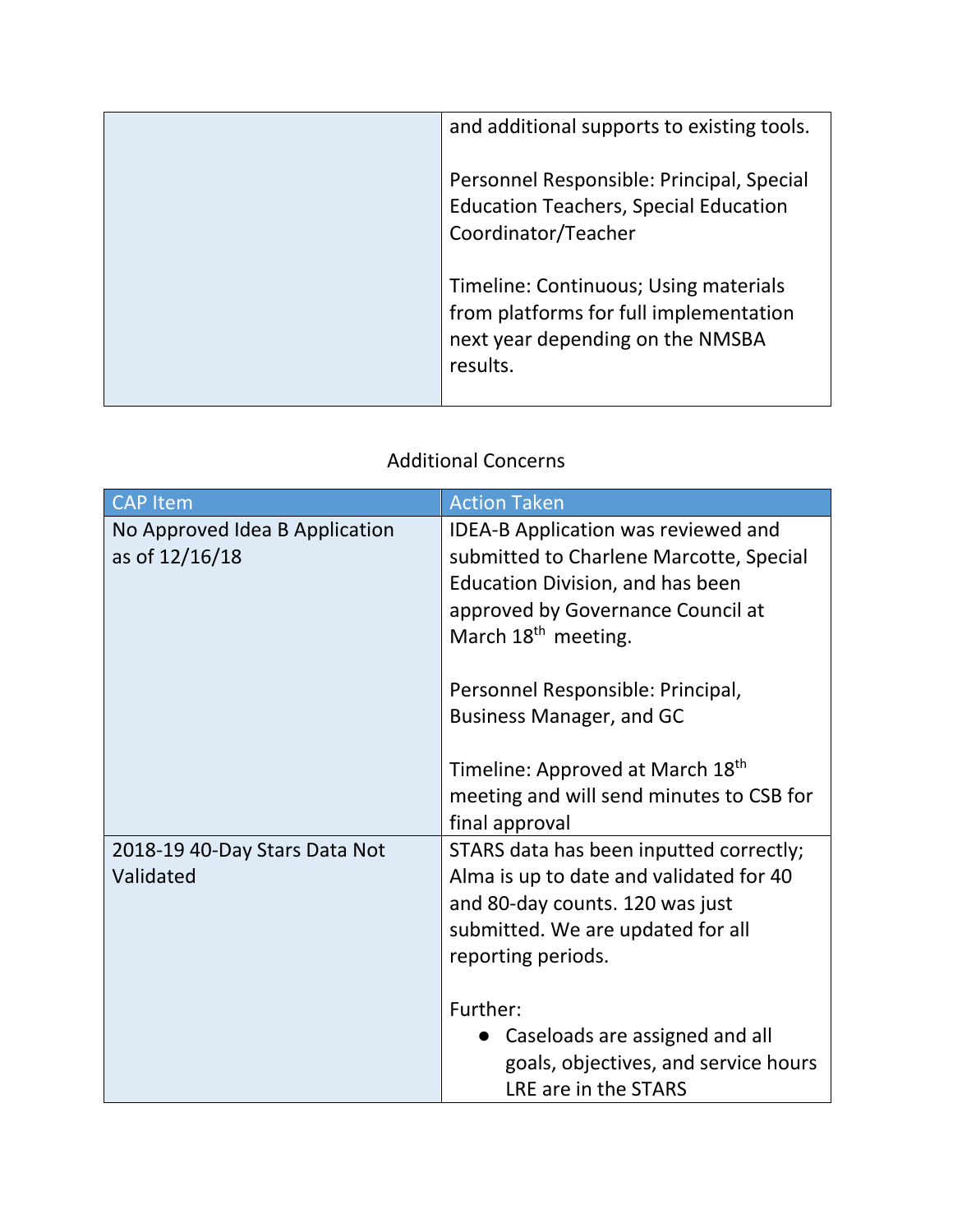| | |
|---|---|
| | and additional supports to existing tools.<br><br>Personnel Responsible: Principal, Special Education Teachers, Special Education Coordinator/Teacher<br><br>Timeline: Continuous; Using materials from platforms for full implementation next year depending on the NMSBA results. |

Additional Concerns

| CAP Item | Action Taken |
|---|---|
| No Approved Idea B Application as of 12/16/18 | IDEA-B Application was reviewed and submitted to Charlene Marcotte, Special Education Division, and has been approved by Governance Council at March 18th meeting.<br><br>Personnel Responsible: Principal, Business Manager, and GC<br><br>Timeline: Approved at March 18th meeting and will send minutes to CSB for final approval |
| 2018-19 40-Day Stars Data Not Validated | STARS data has been inputted correctly; Alma is up to date and validated for 40 and 80-day counts. 120 was just submitted. We are updated for all reporting periods.<br><br>Further:<br>● Caseloads are assigned and all goals, objectives, and service hours LRE are in the STARS |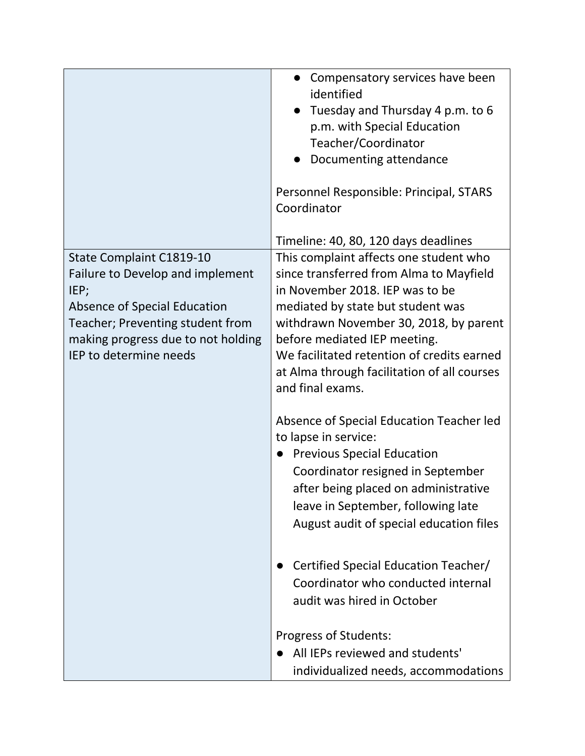| | |
|---|---|
| | <ul><li>Compensatory services have been identified</li><li>Tuesday and Thursday 4 p.m. to 6 p.m. with Special Education Teacher/Coordinator</li><li>Documenting attendance</li></ul>Personnel Responsible: Principal, STARS Coordinator<br><br>Timeline: 40, 80, 120 days deadlines |
| State Complaint C1819-10<br>Failure to Develop and implement IEP;<br>Absence of Special Education Teacher; Preventing student from making progress due to not holding IEP to determine needs | This complaint affects one student who since transferred from Alma to Mayfield in November 2018. IEP was to be mediated by state but student was withdrawn November 30, 2018, by parent before mediated IEP meeting.<br>We facilitated retention of credits earned at Alma through facilitation of all courses and final exams.<br><br>Absence of Special Education Teacher led to lapse in service:<ul><li>Previous Special Education Coordinator resigned in September after being placed on administrative leave in September, following late August audit of special education files</li><li>Certified Special Education Teacher/ Coordinator who conducted internal audit was hired in October</li></ul>Progress of Students:<ul><li>All IEPs reviewed and students' individualized needs, accommodations</li></ul> |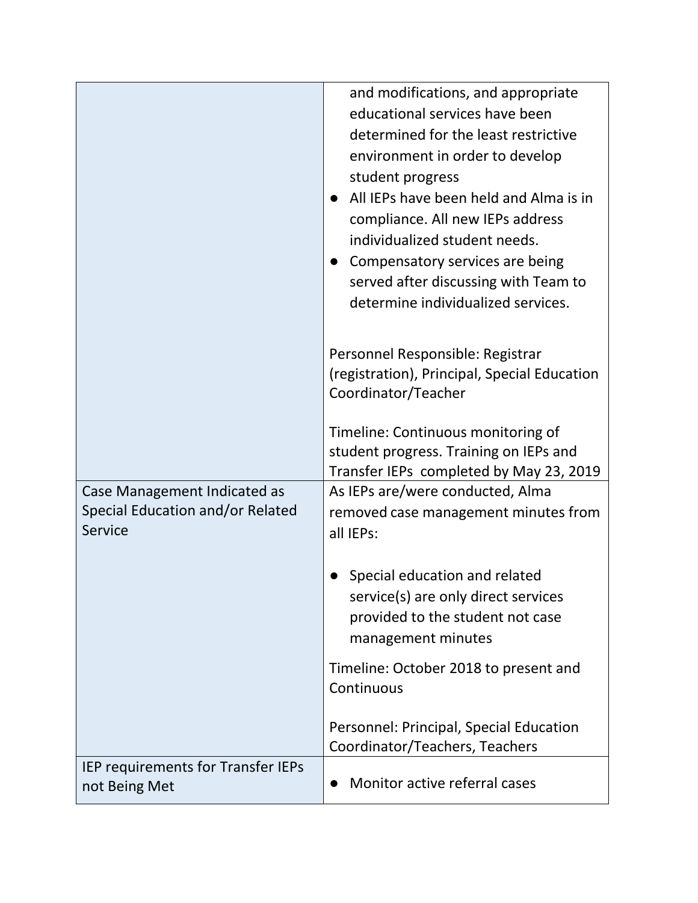| | |
|---|---|
| | and modifications, and appropriate educational services have been determined for the least restrictive environment in order to develop student progress<br>● All IEPs have been held and Alma is in compliance. All new IEPs address individualized student needs.<br>● Compensatory services are being served after discussing with Team to determine individualized services.<br><br>Personnel Responsible: Registrar (registration), Principal, Special Education Coordinator/Teacher<br><br>Timeline: Continuous monitoring of student progress. Training on IEPs and Transfer IEPs completed by May 23, 2019 |
| Case Management Indicated as Special Education and/or Related Service | As IEPs are/were conducted, Alma removed case management minutes from all IEPs:<br><br>● Special education and related service(s) are only direct services provided to the student not case management minutes<br><br>Timeline: October 2018 to present and Continuous<br><br>Personnel: Principal, Special Education Coordinator/Teachers, Teachers |
| IEP requirements for Transfer IEPs not Being Met | ● Monitor active referral cases |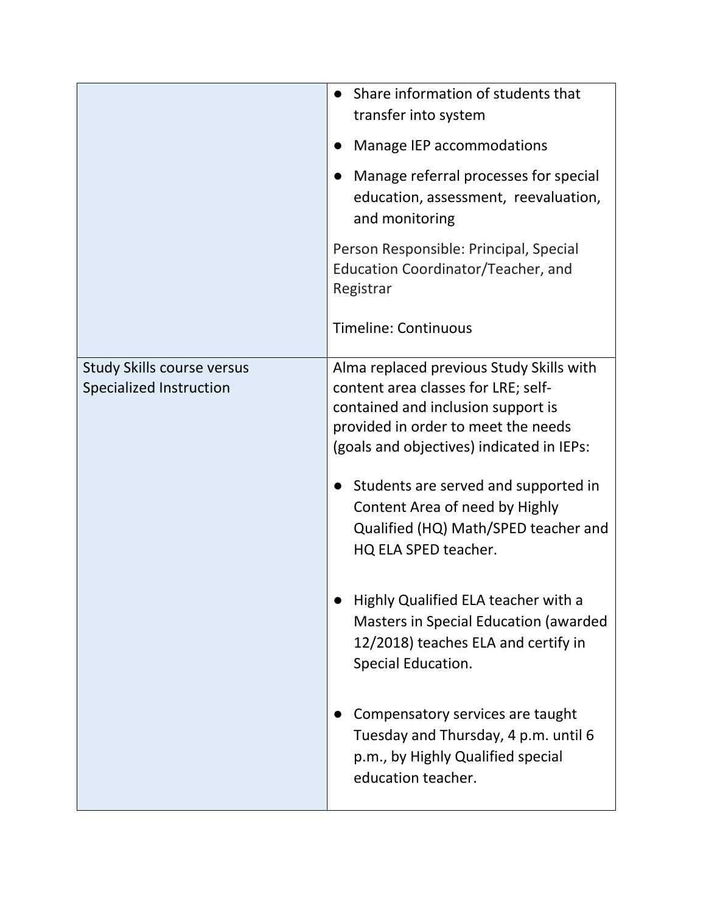| | |
|---|---|
| | <ul><li>Share information of students that transfer into system</li><li>Manage IEP accommodations</li><li>Manage referral processes for special education, assessment, reevaluation, and monitoring</li></ul>Person Responsible: Principal, Special Education Coordinator/Teacher, and Registrar<br><br>Timeline: Continuous |
| Study Skills course versus Specialized Instruction | Alma replaced previous Study Skills with content area classes for LRE; self-contained and inclusion support is provided in order to meet the needs (goals and objectives) indicated in IEPs:<ul><li>Students are served and supported in Content Area of need by Highly Qualified (HQ) Math/SPED teacher and HQ ELA SPED teacher.</li><li>Highly Qualified ELA teacher with a Masters in Special Education (awarded 12/2018) teaches ELA and certify in Special Education.</li><li>Compensatory services are taught Tuesday and Thursday, 4 p.m. until 6 p.m., by Highly Qualified special education teacher.</li></ul> |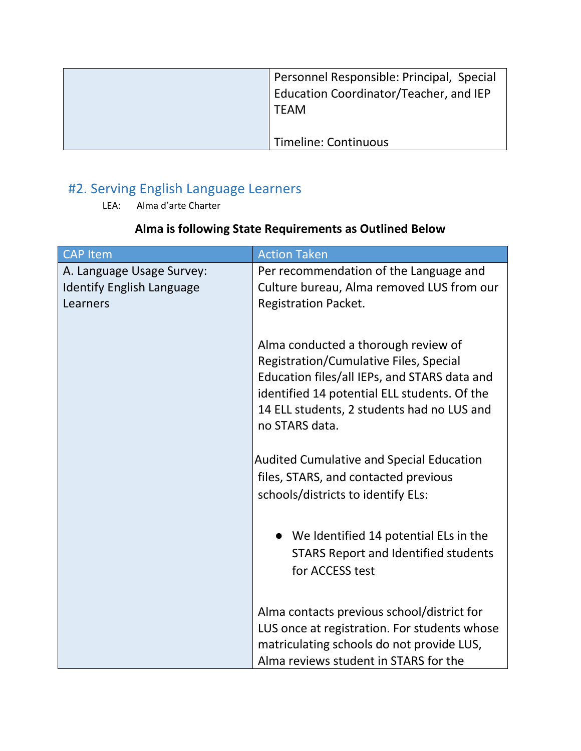| | Personnel Responsible: Principal, Special Education Coordinator/Teacher, and IEP TEAM<br><br>Timeline: Continuous |
|---|---|

## #2. Serving English Language Learners

LEA: Alma d'arte Charter

**Alma is following State Requirements as Outlined Below**

| CAP Item | Action Taken |
|---|---|
| A. Language Usage Survey: Identify English Language Learners | Per recommendation of the Language and Culture bureau, Alma removed LUS from our Registration Packet.<br><br>Alma conducted a thorough review of Registration/Cumulative Files, Special Education files/all IEPs, and STARS data and identified 14 potential ELL students. Of the 14 ELL students, 2 students had no LUS and no STARS data.<br><br>Audited Cumulative and Special Education files, STARS, and contacted previous schools/districts to identify ELs:<br><br>● We Identified 14 potential ELs in the STARS Report and Identified students for ACCESS test<br><br>Alma contacts previous school/district for LUS once at registration. For students whose matriculating schools do not provide LUS, Alma reviews student in STARS for the |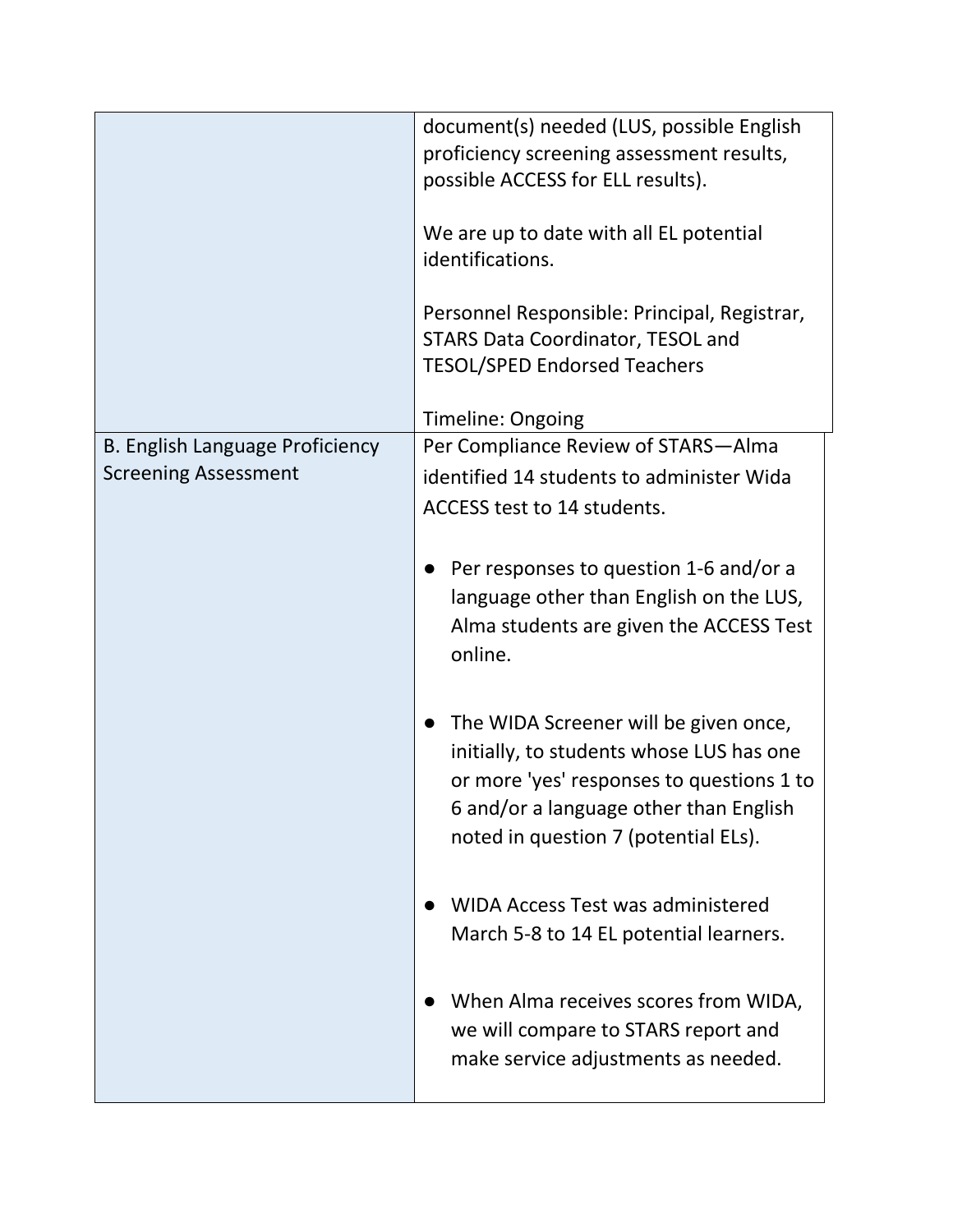| | |
|---|---|
| | document(s) needed (LUS, possible English proficiency screening assessment results, possible ACCESS for ELL results).<br><br>We are up to date with all EL potential identifications.<br><br>Personnel Responsible: Principal, Registrar, STARS Data Coordinator, TESOL and TESOL/SPED Endorsed Teachers<br><br>Timeline: Ongoing |
| B. English Language Proficiency Screening Assessment | Per Compliance Review of STARS—Alma identified 14 students to administer Wida ACCESS test to 14 students.<br><br>● Per responses to question 1-6 and/or a language other than English on the LUS, Alma students are given the ACCESS Test online.<br><br>● The WIDA Screener will be given once, initially, to students whose LUS has one or more 'yes' responses to questions 1 to 6 and/or a language other than English noted in question 7 (potential ELs).<br><br>● WIDA Access Test was administered March 5-8 to 14 EL potential learners.<br><br>● When Alma receives scores from WIDA, we will compare to STARS report and make service adjustments as needed. |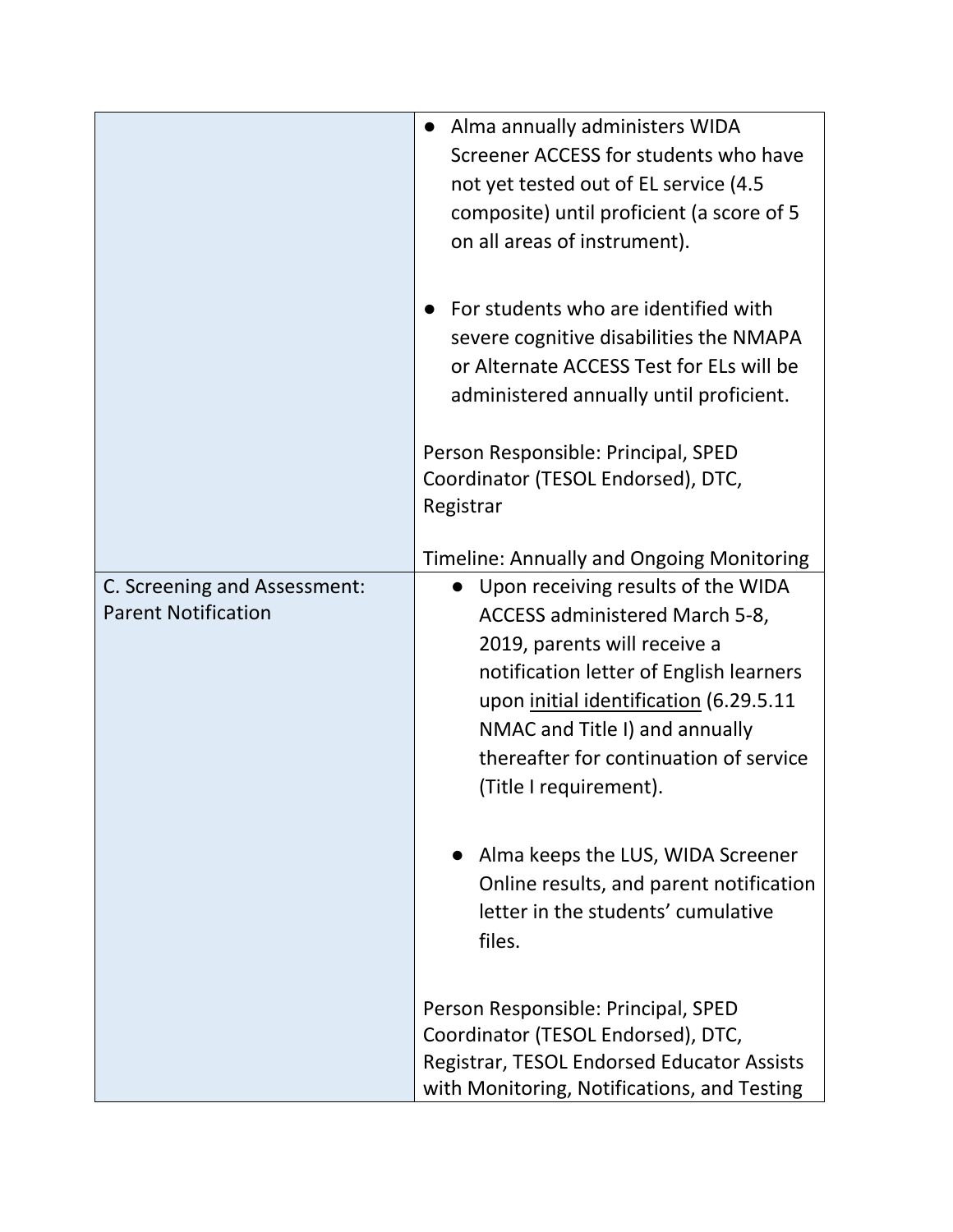| | |
|---|---|
| | • Alma annually administers WIDA Screener ACCESS for students who have not yet tested out of EL service (4.5 composite) until proficient (a score of 5 on all areas of instrument).<br><br>• For students who are identified with severe cognitive disabilities the NMAPA or Alternate ACCESS Test for ELs will be administered annually until proficient.<br><br>Person Responsible: Principal, SPED Coordinator (TESOL Endorsed), DTC, Registrar<br><br>Timeline: Annually and Ongoing Monitoring |
| C. Screening and Assessment: Parent Notification | • Upon receiving results of the WIDA ACCESS administered March 5-8, 2019, parents will receive a notification letter of English learners upon initial identification (6.29.5.11 NMAC and Title I) and annually thereafter for continuation of service (Title I requirement).<br><br>• Alma keeps the LUS, WIDA Screener Online results, and parent notification letter in the students' cumulative files.<br><br>Person Responsible: Principal, SPED Coordinator (TESOL Endorsed), DTC, Registrar, TESOL Endorsed Educator Assists with Monitoring, Notifications, and Testing |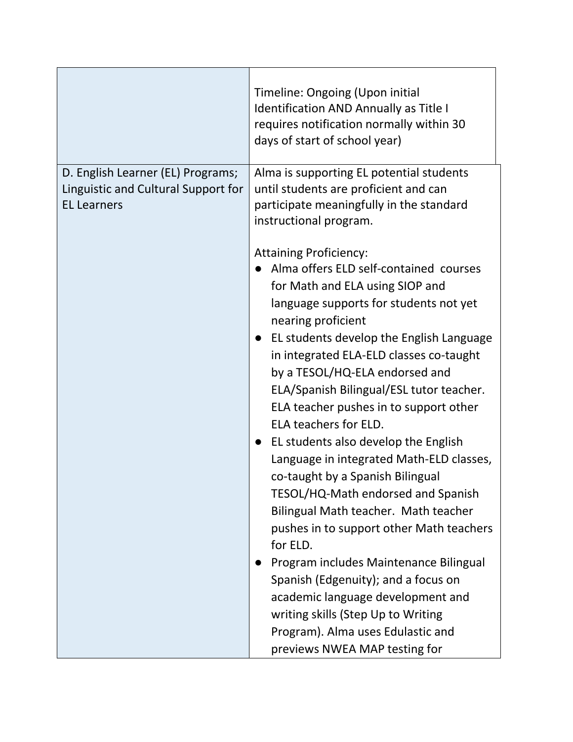| | |
|---|---|
| | Timeline: Ongoing (Upon initial Identification AND Annually as Title I requires notification normally within 30 days of start of school year) |
| D. English Learner (EL) Programs; Linguistic and Cultural Support for EL Learners | Alma is supporting EL potential students until students are proficient and can participate meaningfully in the standard instructional program.<br><br>Attaining Proficiency:<br>● Alma offers ELD self-contained courses for Math and ELA using SIOP and language supports for students not yet nearing proficient<br>● EL students develop the English Language in integrated ELA-ELD classes co-taught by a TESOL/HQ-ELA endorsed and ELA/Spanish Bilingual/ESL tutor teacher. ELA teacher pushes in to support other ELA teachers for ELD.<br>● EL students also develop the English Language in integrated Math-ELD classes, co-taught by a Spanish Bilingual TESOL/HQ-Math endorsed and Spanish Bilingual Math teacher. Math teacher pushes in to support other Math teachers for ELD.<br>● Program includes Maintenance Bilingual Spanish (Edgenuity); and a focus on academic language development and writing skills (Step Up to Writing Program). Alma uses Edulastic and previews NWEA MAP testing for |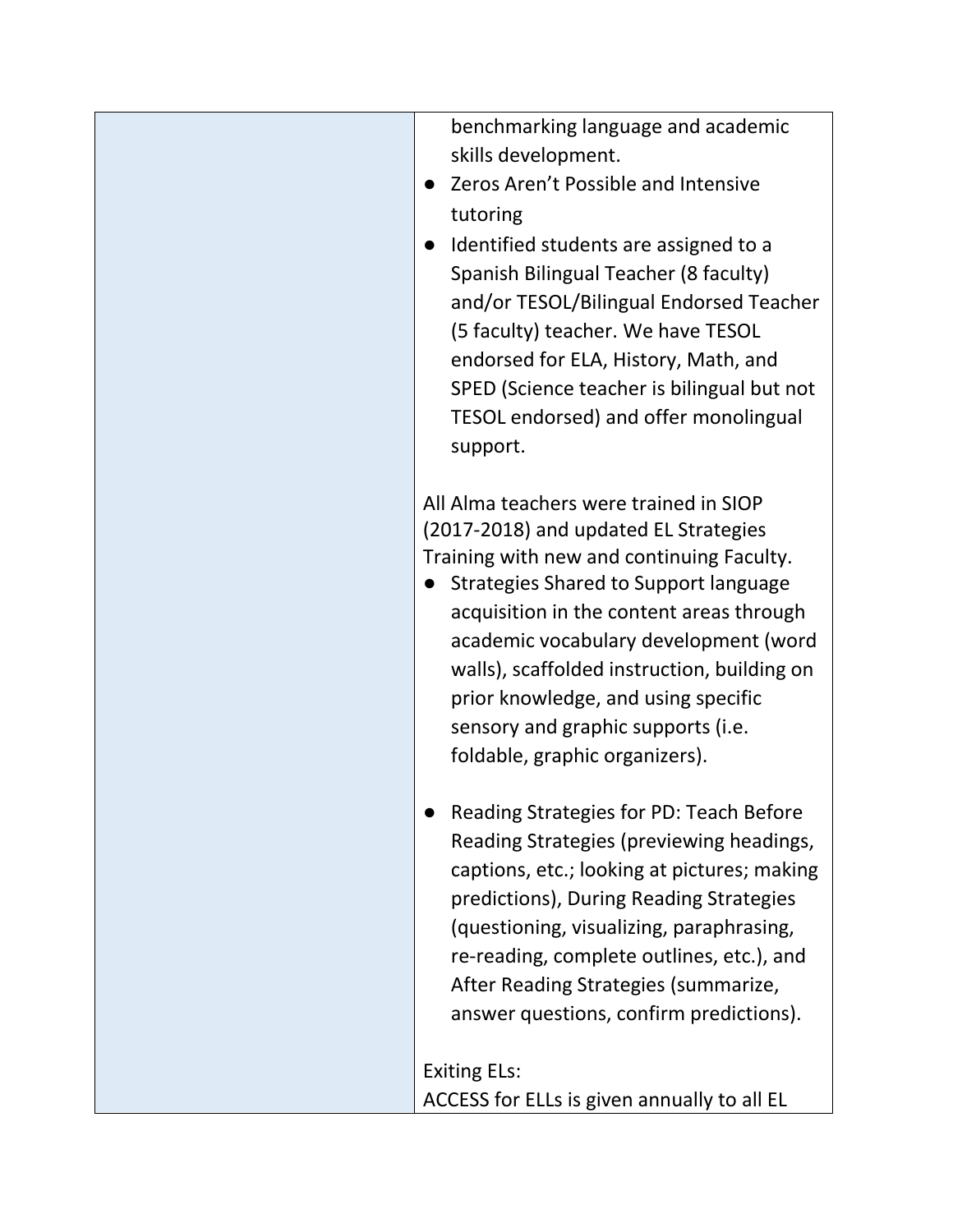| | |
|---|---|
| | benchmarking language and academic skills development.<br>● Zeros Aren't Possible and Intensive tutoring<br>● Identified students are assigned to a Spanish Bilingual Teacher (8 faculty) and/or TESOL/Bilingual Endorsed Teacher (5 faculty) teacher. We have TESOL endorsed for ELA, History, Math, and SPED (Science teacher is bilingual but not TESOL endorsed) and offer monolingual support.<br><br>All Alma teachers were trained in SIOP (2017-2018) and updated EL Strategies Training with new and continuing Faculty.<br>● Strategies Shared to Support language acquisition in the content areas through academic vocabulary development (word walls), scaffolded instruction, building on prior knowledge, and using specific sensory and graphic supports (i.e. foldable, graphic organizers).<br><br>● Reading Strategies for PD: Teach Before Reading Strategies (previewing headings, captions, etc.; looking at pictures; making predictions), During Reading Strategies (questioning, visualizing, paraphrasing, re-reading, complete outlines, etc.), and After Reading Strategies (summarize, answer questions, confirm predictions).<br><br>Exiting ELs:<br>ACCESS for ELLs is given annually to all EL |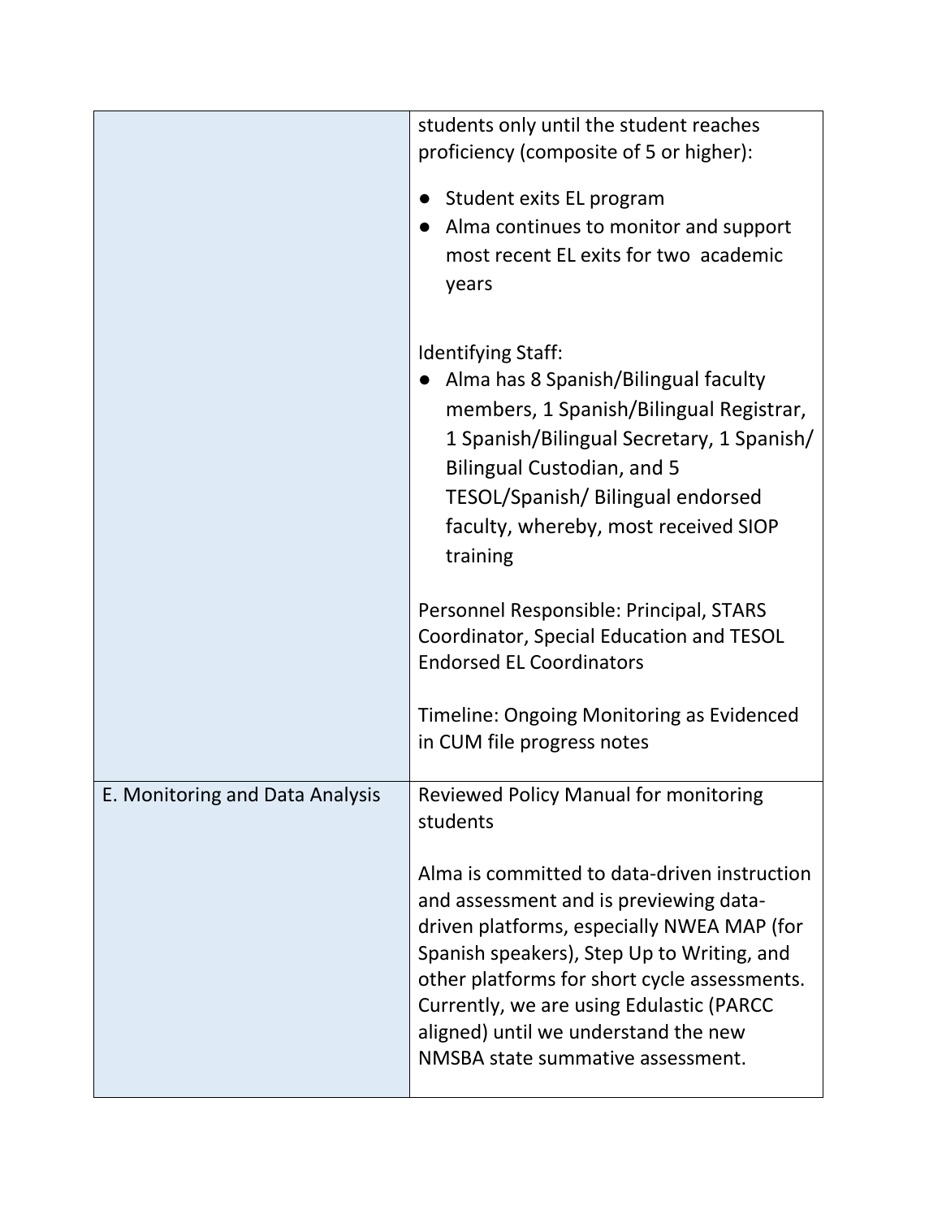| | |
|---|---|
| | students only until the student reaches proficiency (composite of 5 or higher):<br><br>● Student exits EL program<br>● Alma continues to monitor and support most recent EL exits for two academic years<br><br>Identifying Staff:<br>● Alma has 8 Spanish/Bilingual faculty members, 1 Spanish/Bilingual Registrar, 1 Spanish/Bilingual Secretary, 1 Spanish/ Bilingual Custodian, and 5 TESOL/Spanish/ Bilingual endorsed faculty, whereby, most received SIOP training<br><br>Personnel Responsible: Principal, STARS Coordinator, Special Education and TESOL Endorsed EL Coordinators<br><br>Timeline: Ongoing Monitoring as Evidenced in CUM file progress notes |
| E. Monitoring and Data Analysis | Reviewed Policy Manual for monitoring students<br><br>Alma is committed to data-driven instruction and assessment and is previewing data-driven platforms, especially NWEA MAP (for Spanish speakers), Step Up to Writing, and other platforms for short cycle assessments. Currently, we are using Edulastic (PARCC aligned) until we understand the new NMSBA state summative assessment. |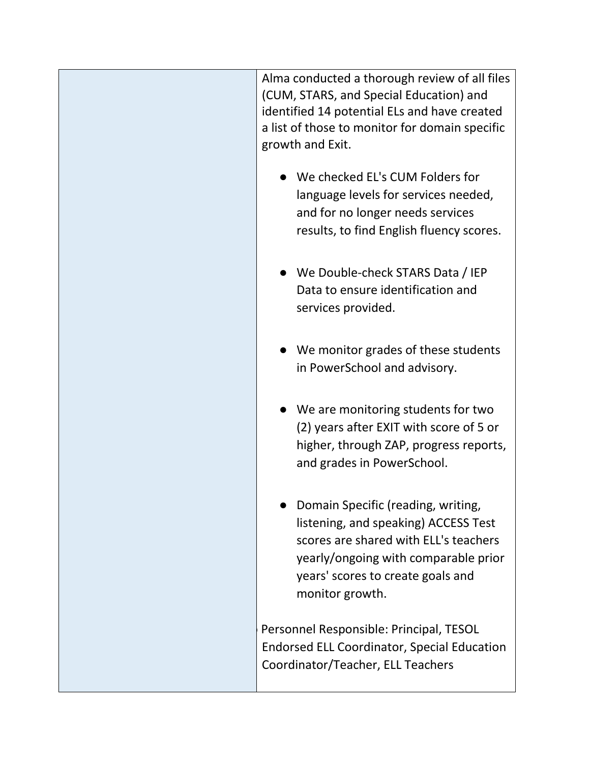| | |
|---|---|
| | Alma conducted a thorough review of all files (CUM, STARS, and Special Education) and identified 14 potential ELs and have created a list of those to monitor for domain specific growth and Exit.<br><br>● We checked EL's CUM Folders for language levels for services needed, and for no longer needs services results, to find English fluency scores.<br><br>● We Double-check STARS Data / IEP Data to ensure identification and services provided.<br><br>● We monitor grades of these students in PowerSchool and advisory.<br><br>● We are monitoring students for two (2) years after EXIT with score of 5 or higher, through ZAP, progress reports, and grades in PowerSchool.<br><br>● Domain Specific (reading, writing, listening, and speaking) ACCESS Test scores are shared with ELL's teachers yearly/ongoing with comparable prior years' scores to create goals and monitor growth.<br><br>Personnel Responsible: Principal, TESOL Endorsed ELL Coordinator, Special Education Coordinator/Teacher, ELL Teachers |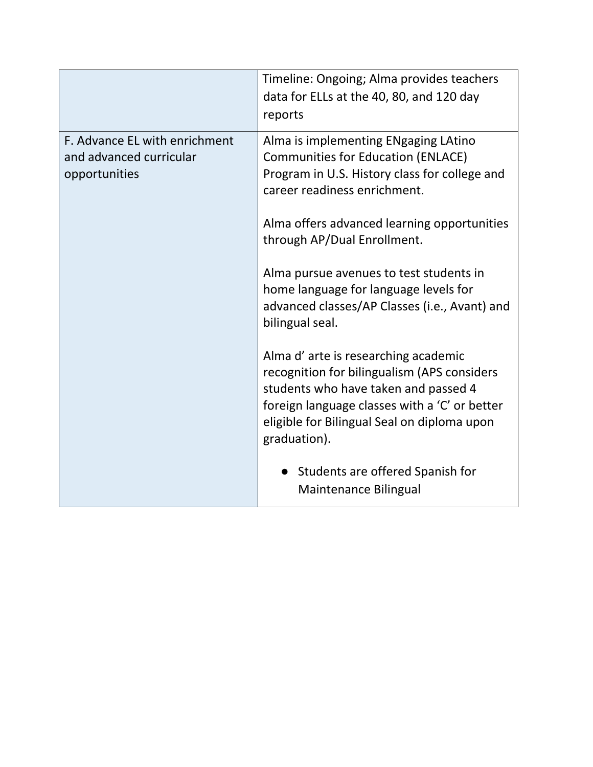| | |
|---|---|
| | Timeline: Ongoing; Alma provides teachers data for ELLs at the 40, 80, and 120 day reports |
| F. Advance EL with enrichment and advanced curricular opportunities | Alma is implementing ENgaging LAtino Communities for Education (ENLACE) Program in U.S. History class for college and career readiness enrichment.<br><br>Alma offers advanced learning opportunities through AP/Dual Enrollment.<br><br>Alma pursue avenues to test students in home language for language levels for advanced classes/AP Classes (i.e., Avant) and bilingual seal.<br><br>Alma d' arte is researching academic recognition for bilingualism (APS considers students who have taken and passed 4 foreign language classes with a 'C' or better eligible for Bilingual Seal on diploma upon graduation).<br><br>● Students are offered Spanish for Maintenance Bilingual |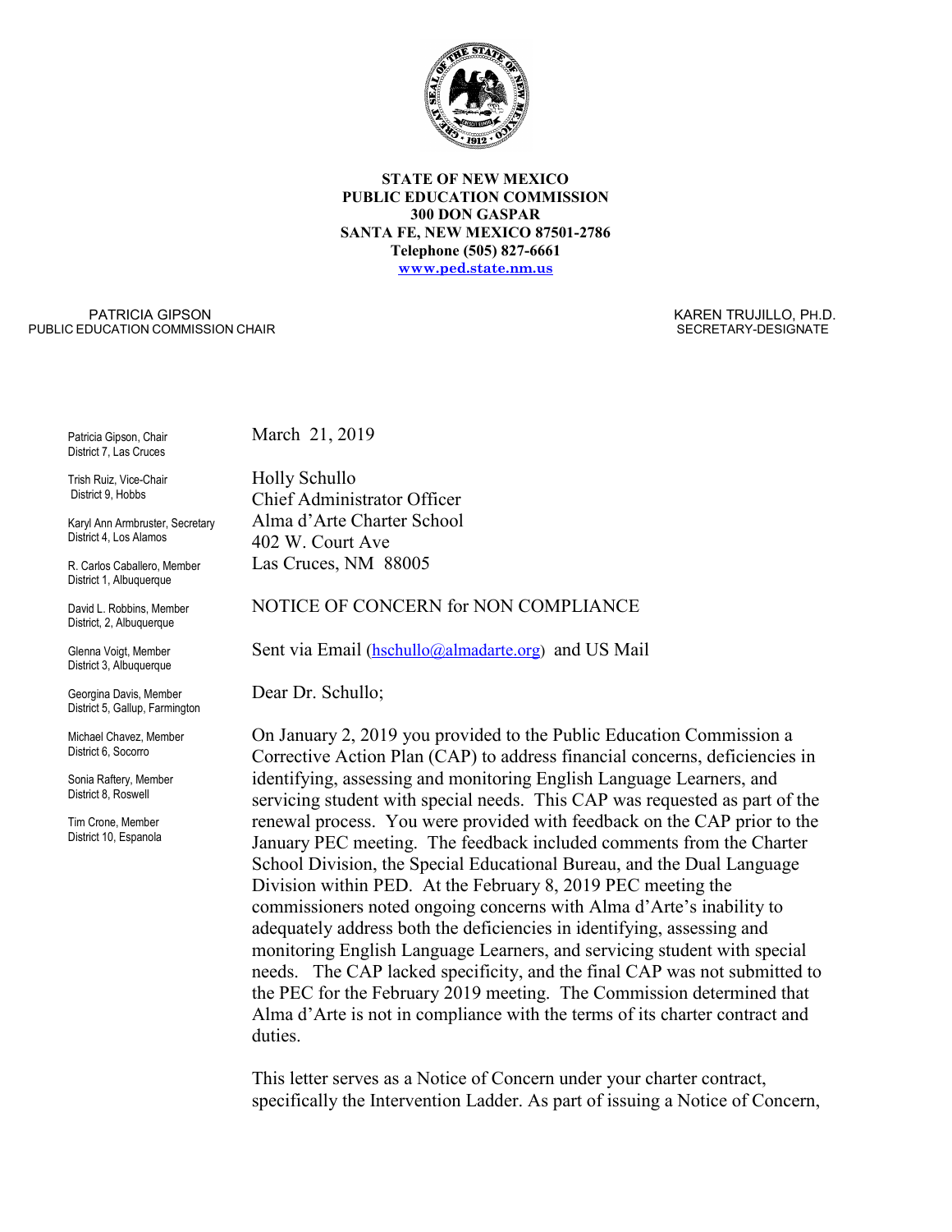**STATE OF NEW MEXICO**
**PUBLIC EDUCATION COMMISSION**
**300 DON GASPAR**
**SANTA FE, NEW MEXICO 87501-2786**
**Telephone (505) 827-6661**
**www.ped.state.nm.us**

PATRICIA GIPSON
PUBLIC EDUCATION COMMISSION CHAIR

KAREN TRUJILLO, PH.D.
SECRETARY-DESIGNATE

Patricia Gipson, Chair
District 7, Las Cruces

Trish Ruiz, Vice-Chair
District 9, Hobbs

Karyl Ann Armbruster, Secretary
District 4, Los Alamos

R. Carlos Caballero, Member
District 1, Albuquerque

David L. Robbins, Member
District, 2, Albuquerque

Glenna Voigt, Member
District 3, Albuquerque

Georgina Davis, Member
District 5, Gallup, Farmington

Michael Chavez, Member
District 6, Socorro

Sonia Raftery, Member
District 8, Roswell

Tim Crone, Member
District 10, Espanola

March 21, 2019

Holly Schullo
Chief Administrator Officer
Alma d'Arte Charter School
402 W. Court Ave
Las Cruces, NM 88005

NOTICE OF CONCERN for NON COMPLIANCE

Sent via Email (hschullo@almadarte.org) and US Mail

Dear Dr. Schullo;

On January 2, 2019 you provided to the Public Education Commission a Corrective Action Plan (CAP) to address financial concerns, deficiencies in identifying, assessing and monitoring English Language Learners, and servicing student with special needs. This CAP was requested as part of the renewal process. You were provided with feedback on the CAP prior to the January PEC meeting. The feedback included comments from the Charter School Division, the Special Educational Bureau, and the Dual Language Division within PED. At the February 8, 2019 PEC meeting the commissioners noted ongoing concerns with Alma d'Arte's inability to adequately address both the deficiencies in identifying, assessing and monitoring English Language Learners, and servicing student with special needs. The CAP lacked specificity, and the final CAP was not submitted to the PEC for the February 2019 meeting. The Commission determined that Alma d'Arte is not in compliance with the terms of its charter contract and duties.

This letter serves as a Notice of Concern under your charter contract, specifically the Intervention Ladder. As part of issuing a Notice of Concern,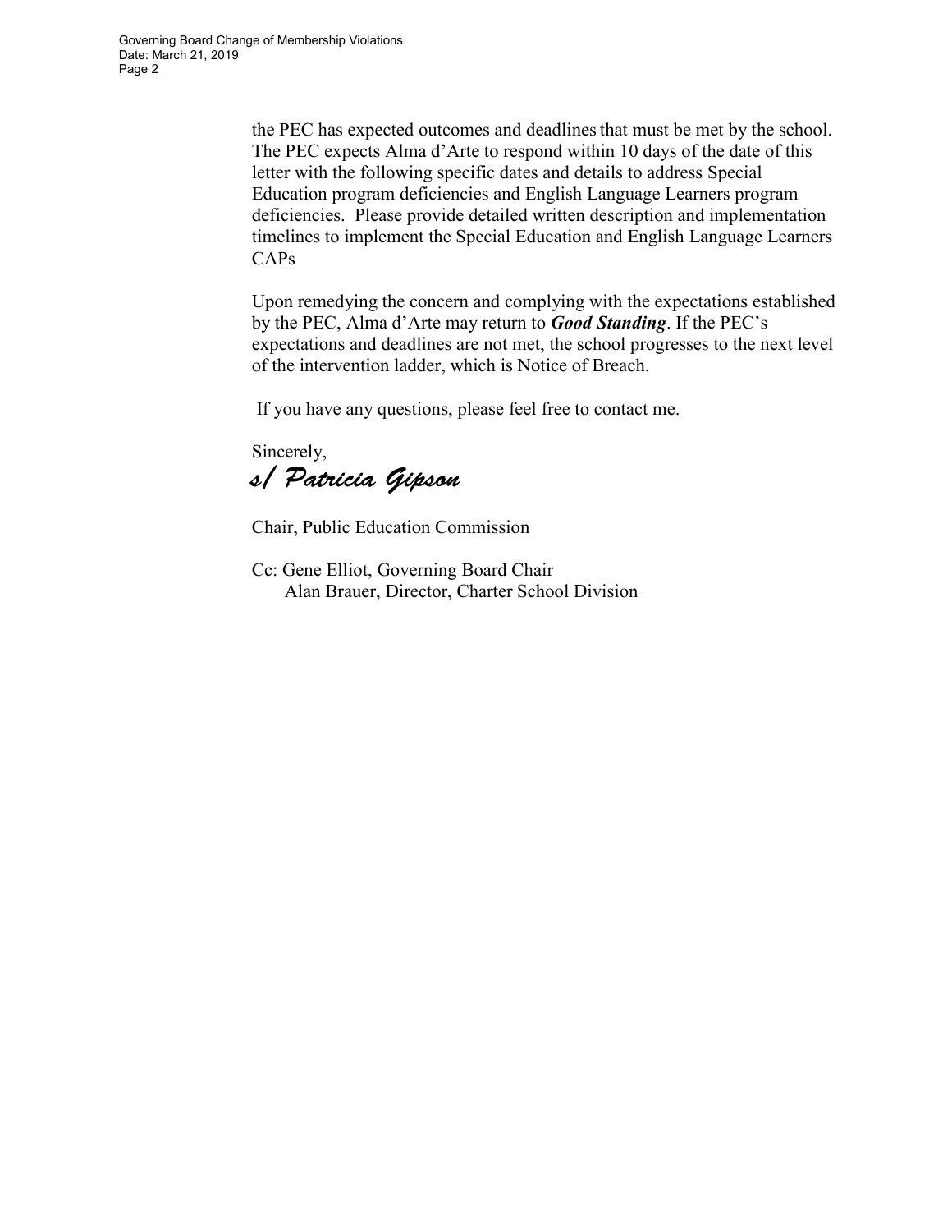the PEC has expected outcomes and deadlines that must be met by the school. The PEC expects Alma d'Arte to respond within 10 days of the date of this letter with the following specific dates and details to address Special Education program deficiencies and English Language Learners program deficiencies. Please provide detailed written description and implementation timelines to implement the Special Education and English Language Learners CAPs

Upon remedying the concern and complying with the expectations established by the PEC, Alma d'Arte may return to ***Good Standing***. If the PEC's expectations and deadlines are not met, the school progresses to the next level of the intervention ladder, which is Notice of Breach.

If you have any questions, please feel free to contact me.

Sincerely,

*s/ Patricia Gipson*

Chair, Public Education Commission

Cc: Gene Elliot, Governing Board Chair
Alan Brauer, Director, Charter School Division